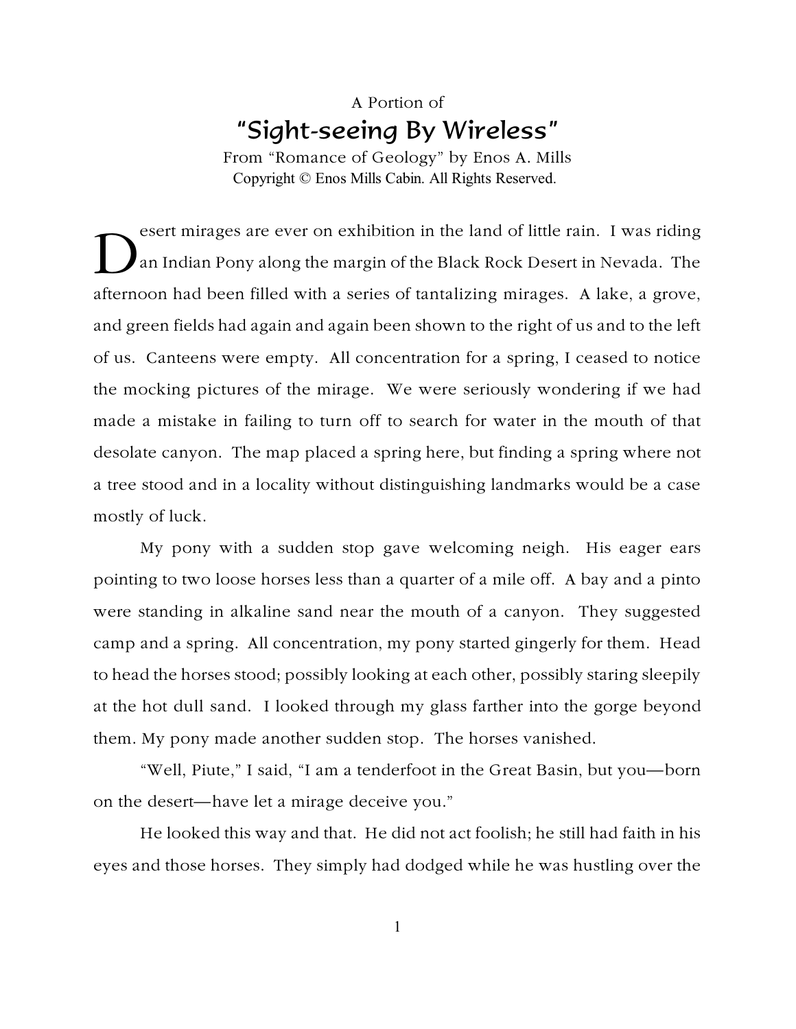A Portion of

# "Sight-seeing By Wireless"

From "Romance of Geology" by Enos A. Mills

Copyright © Enos Mills Cabin. All Rights Reserved.

Desert mirages are ever on exhibition in the land of little rain. I was riding an Indian Pony along the margin of the Black Rock Desert in Nevada. The afternoon had been filled with a series of tantalizing mirages. A lake, a grove, and green fields had again and again been shown to the right of us and to the left of us. Canteens were empty. All concentration for a spring, I ceased to notice the mocking pictures of the mirage. We were seriously wondering if we had made a mistake in failing to turn off to search for water in the mouth of that desolate canyon. The map placed a spring here, but finding a spring where not a tree stood and in a locality without distinguishing landmarks would be a case mostly of luck.

My pony with a sudden stop gave welcoming neigh. His eager ears pointing to two loose horses less than a quarter of a mile off. A bay and a pinto were standing in alkaline sand near the mouth of a canyon. They suggested camp and a spring. All concentration, my pony started gingerly for them. Head to head the horses stood; possibly looking at each other, possibly staring sleepily at the hot dull sand. I looked through my glass farther into the gorge beyond them. My pony made another sudden stop. The horses vanished.

"Well, Piute," I said, "I am a tenderfoot in the Great Basin, but you—born on the desert—have let a mirage deceive you."

He looked this way and that. He did not act foolish; he still had faith in his eyes and those horses. They simply had dodged while he was hustling over the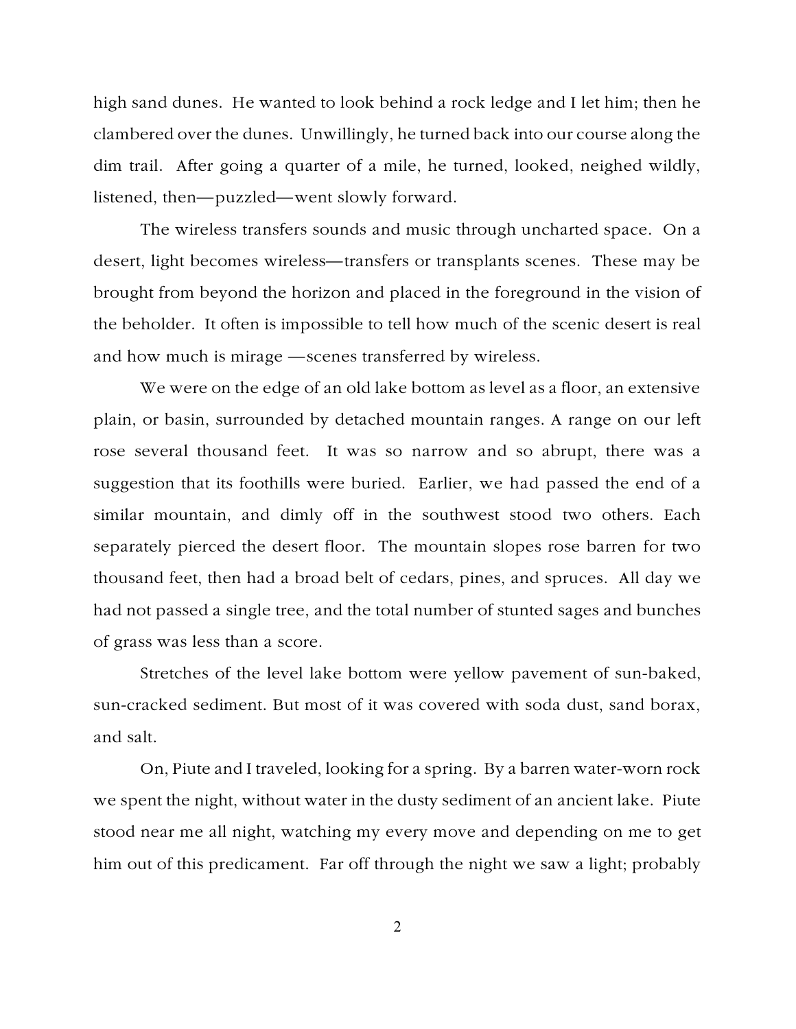high sand dunes. He wanted to look behind a rock ledge and I let him; then he clambered over the dunes. Unwillingly, he turned back into our course along the dim trail. After going a quarter of a mile, he turned, looked, neighed wildly, listened, then—puzzled—went slowly forward.

The wireless transfers sounds and music through uncharted space. On a desert, light becomes wireless—transfers or transplants scenes. These may be brought from beyond the horizon and placed in the foreground in the vision of the beholder. It often is impossible to tell how much of the scenic desert is real and how much is mirage —scenes transferred by wireless.

We were on the edge of an old lake bottom as level as a floor, an extensive plain, or basin, surrounded by detached mountain ranges. A range on our left rose several thousand feet. It was so narrow and so abrupt, there was a suggestion that its foothills were buried. Earlier, we had passed the end of a similar mountain, and dimly off in the southwest stood two others. Each separately pierced the desert floor. The mountain slopes rose barren for two thousand feet, then had a broad belt of cedars, pines, and spruces. All day we had not passed a single tree, and the total number of stunted sages and bunches of grass was less than a score.

Stretches of the level lake bottom were yellow pavement of sun-baked, sun-cracked sediment. But most of it was covered with soda dust, sand borax, and salt.

On, Piute and I traveled, looking for a spring. By a barren water-worn rock we spent the night, without water in the dusty sediment of an ancient lake. Piute stood near me all night, watching my every move and depending on me to get him out of this predicament. Far off through the night we saw a light; probably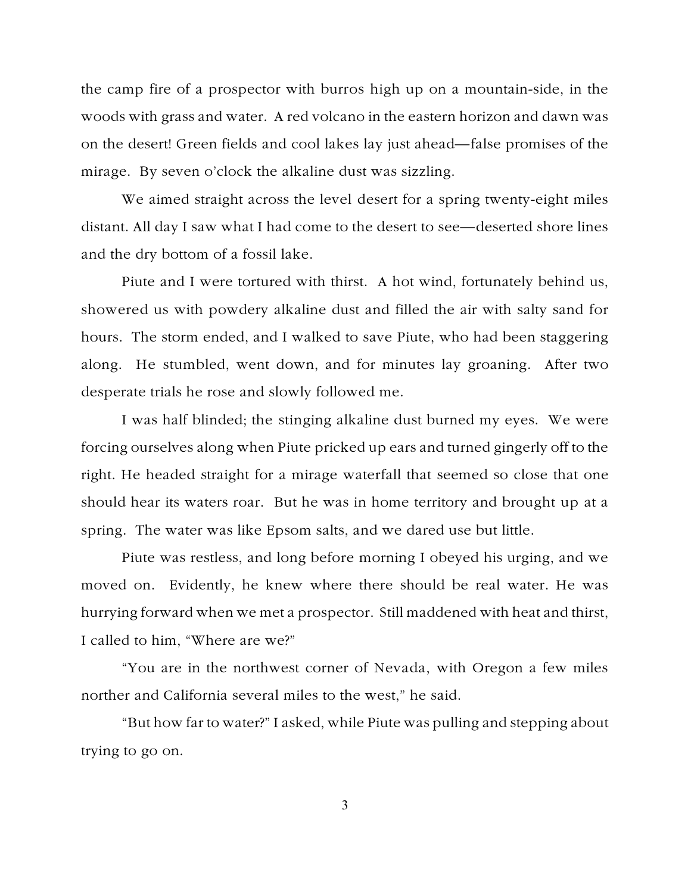the camp fire of a prospector with burros high up on a mountain-side, in the woods with grass and water. A red volcano in the eastern horizon and dawn was on the desert! Green fields and cool lakes lay just ahead—false promises of the mirage. By seven o'clock the alkaline dust was sizzling.

We aimed straight across the level desert for a spring twenty-eight miles distant. All day I saw what I had come to the desert to see—deserted shore lines and the dry bottom of a fossil lake.

Piute and I were tortured with thirst. A hot wind, fortunately behind us, showered us with powdery alkaline dust and filled the air with salty sand for hours. The storm ended, and I walked to save Piute, who had been staggering along. He stumbled, went down, and for minutes lay groaning. After two desperate trials he rose and slowly followed me.

I was half blinded; the stinging alkaline dust burned my eyes. We were forcing ourselves along when Piute pricked up ears and turned gingerly off to the right. He headed straight for a mirage waterfall that seemed so close that one should hear its waters roar. But he was in home territory and brought up at a spring. The water was like Epsom salts, and we dared use but little.

Piute was restless, and long before morning I obeyed his urging, and we moved on. Evidently, he knew where there should be real water. He was hurrying forward when we met a prospector. Still maddened with heat and thirst, I called to him, "Where are we?"

"You are in the northwest corner of Nevada, with Oregon a few miles norther and California several miles to the west," he said.

"But how far to water?" I asked, while Piute was pulling and stepping about trying to go on.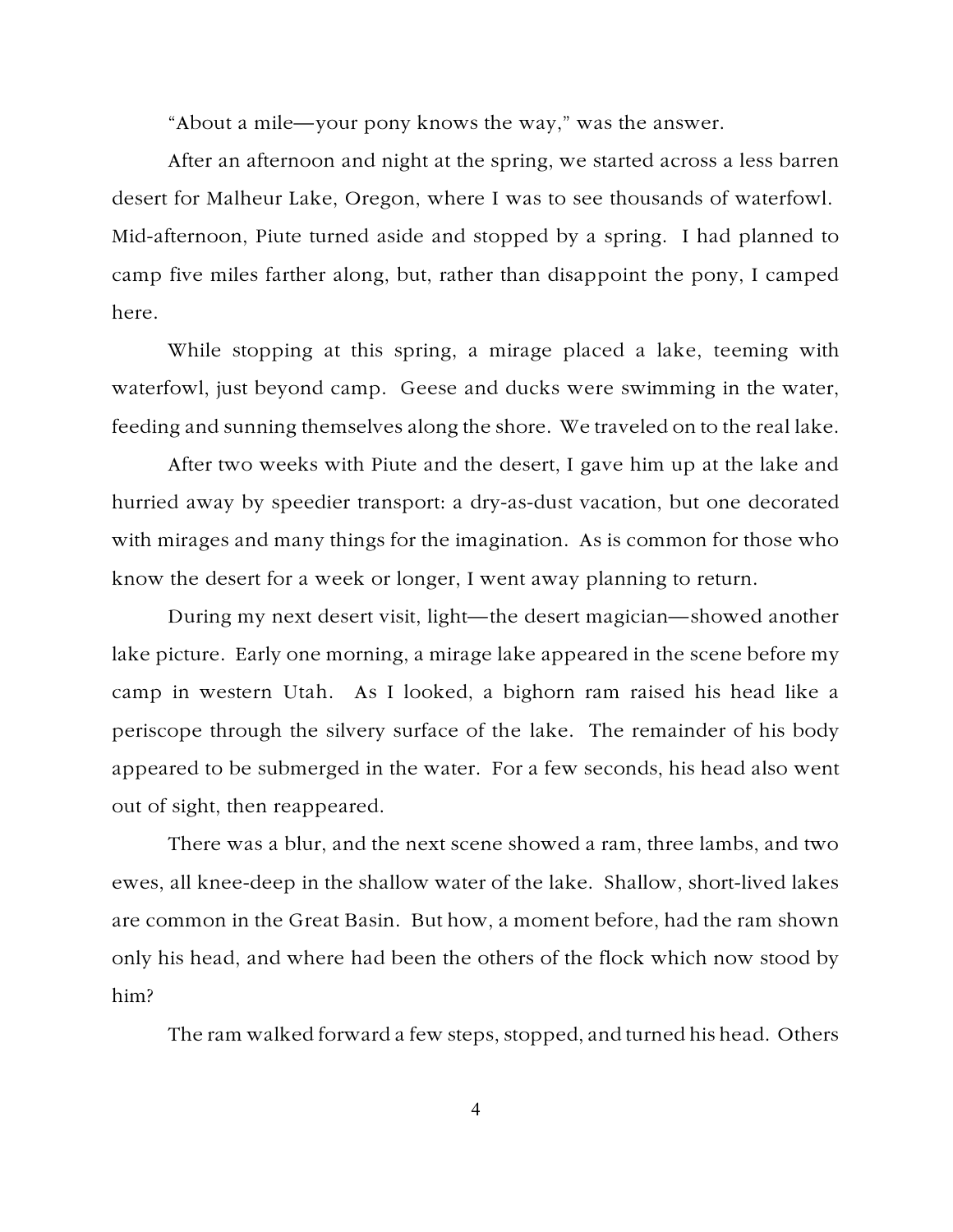"About a mile—your pony knows the way," was the answer.

After an afternoon and night at the spring, we started across a less barren desert for Malheur Lake, Oregon, where I was to see thousands of waterfowl. Mid-afternoon, Piute turned aside and stopped by a spring. I had planned to camp five miles farther along, but, rather than disappoint the pony, I camped here.

While stopping at this spring, a mirage placed a lake, teeming with waterfowl, just beyond camp. Geese and ducks were swimming in the water, feeding and sunning themselves along the shore. We traveled on to the real lake.

After two weeks with Piute and the desert, I gave him up at the lake and hurried away by speedier transport: a dry-as-dust vacation, but one decorated with mirages and many things for the imagination. As is common for those who know the desert for a week or longer, I went away planning to return.

During my next desert visit, light—the desert magician—showed another lake picture. Early one morning, a mirage lake appeared in the scene before my camp in western Utah. As I looked, a bighorn ram raised his head like a periscope through the silvery surface of the lake. The remainder of his body appeared to be submerged in the water. For a few seconds, his head also went out of sight, then reappeared.

There was a blur, and the next scene showed a ram, three lambs, and two ewes, all knee-deep in the shallow water of the lake. Shallow, short-lived lakes are common in the Great Basin. But how, a moment before, had the ram shown only his head, and where had been the others of the flock which now stood by him?

The ram walked forward a few steps, stopped, and turned his head. Others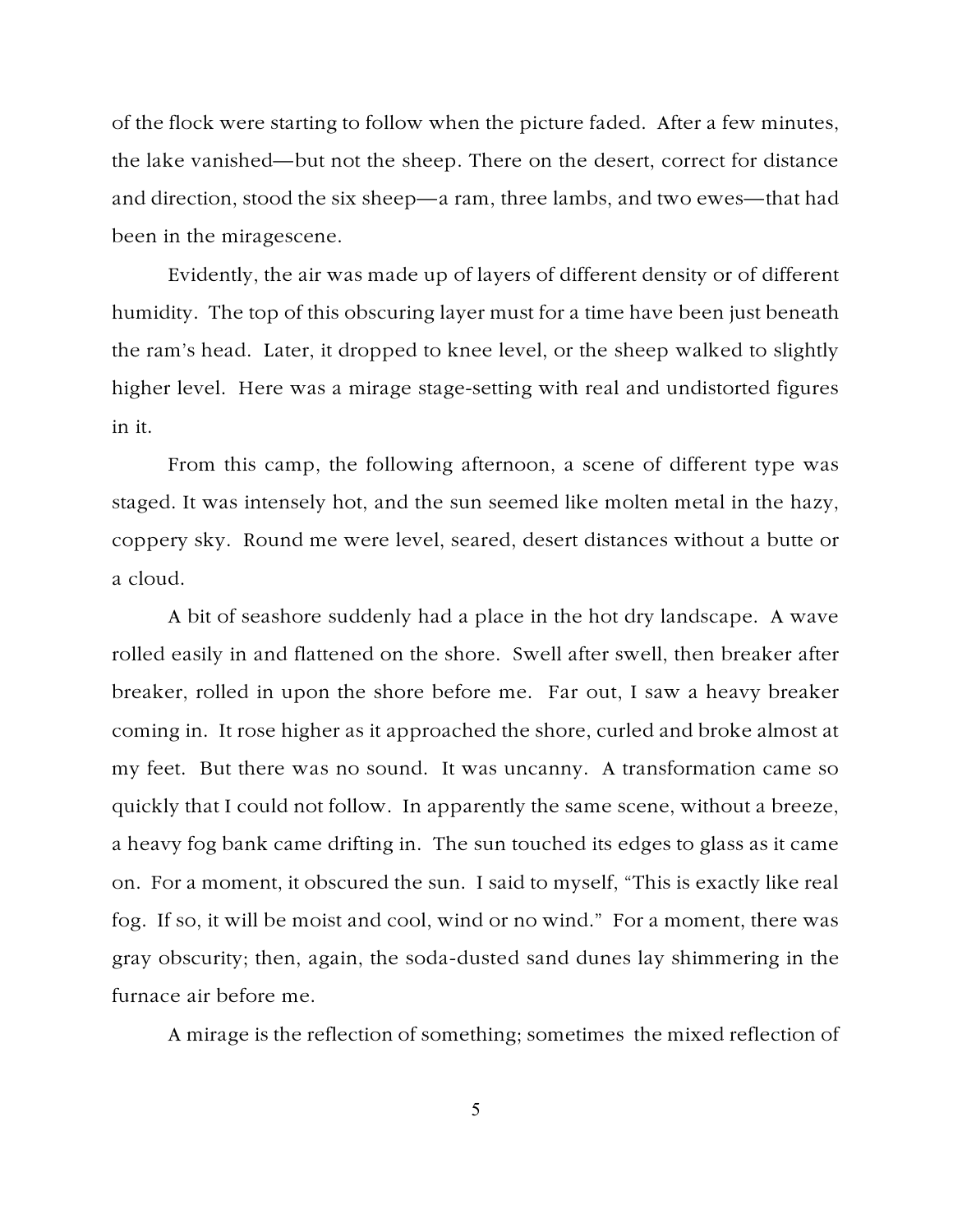of the flock were starting to follow when the picture faded. After a few minutes, the lake vanished—but not the sheep. There on the desert, correct for distance and direction, stood the six sheep—a ram, three lambs, and two ewes—that had been in the miragescene.

Evidently, the air was made up of layers of different density or of different humidity. The top of this obscuring layer must for a time have been just beneath the ram's head. Later, it dropped to knee level, or the sheep walked to slightly higher level. Here was a mirage stage-setting with real and undistorted figures in it.

From this camp, the following afternoon, a scene of different type was staged. It was intensely hot, and the sun seemed like molten metal in the hazy, coppery sky. Round me were level, seared, desert distances without a butte or a cloud.

A bit of seashore suddenly had a place in the hot dry landscape. A wave rolled easily in and flattened on the shore. Swell after swell, then breaker after breaker, rolled in upon the shore before me. Far out, I saw a heavy breaker coming in. It rose higher as it approached the shore, curled and broke almost at my feet. But there was no sound. It was uncanny. A transformation came so quickly that I could not follow. In apparently the same scene, without a breeze, a heavy fog bank came drifting in. The sun touched its edges to glass as it came on. For a moment, it obscured the sun. I said to myself, "This is exactly like real fog. If so, it will be moist and cool, wind or no wind." For a moment, there was gray obscurity; then, again, the soda-dusted sand dunes lay shimmering in the furnace air before me.

A mirage is the reflection of something; sometimes the mixed reflection of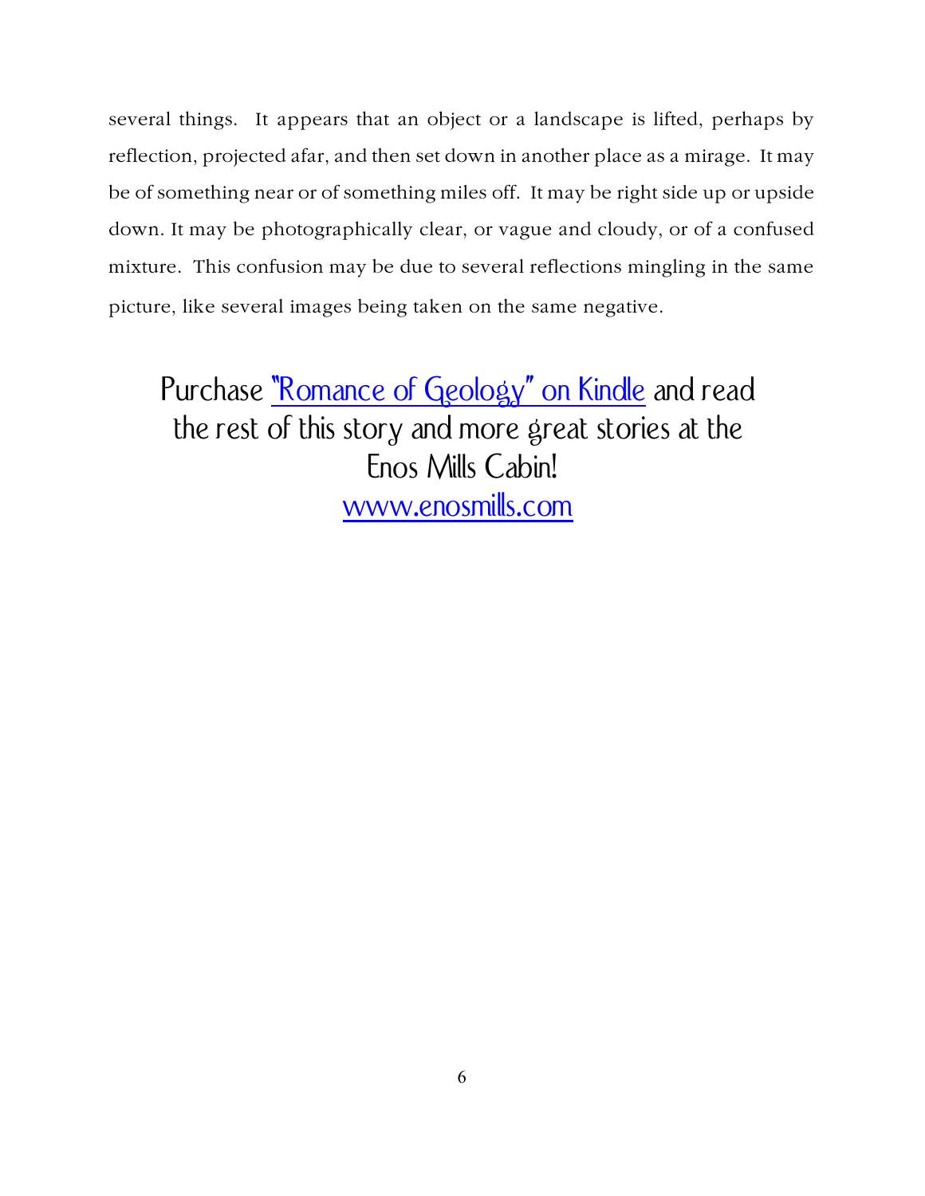several things. It appears that an object or a landscape is lifted, perhaps by reflection, projected afar, and then set down in another place as a mirage. It may be of something near or of something miles off. It may be right side up or upside down. It may be photographically clear, or vague and cloudy, or of a confused mixture. This confusion may be due to several reflections mingling in the same picture, like several images being taken on the same negative.

Purchase "Romance of Geology" on Kindle and read the rest of this story and more great stories at the Enos Mills Cabin!
www.enosmills.com